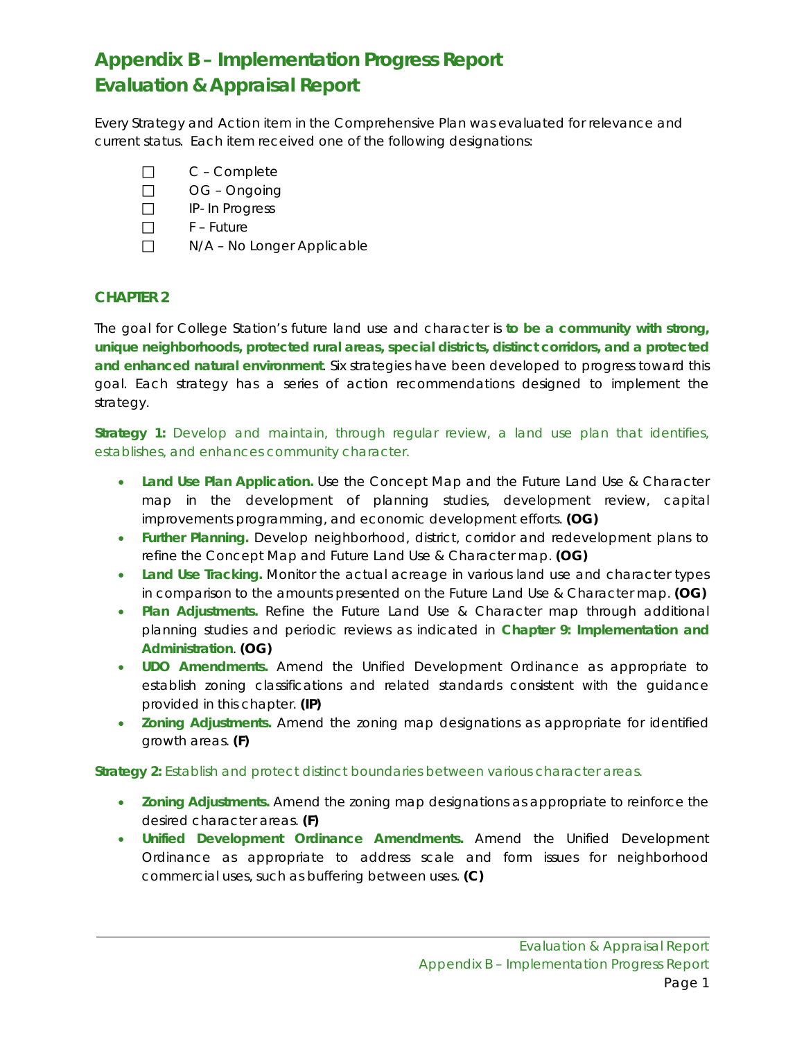# Appendix B – Implementation Progress Report
# Evaluation & Appraisal Report

Every Strategy and Action item in the Comprehensive Plan was evaluated for relevance and current status. Each item received one of the following designations:

- ☐ C – Complete
- ☐ OG – Ongoing
- ☐ IP- In Progress
- ☐ F – Future
- ☐ N/A – No Longer Applicable

## CHAPTER 2

The goal for College Station's future land use and character is **to be a community with strong, unique neighborhoods, protected rural areas, special districts, distinct corridors, and a protected and enhanced natural environment**. Six strategies have been developed to progress toward this goal. Each strategy has a series of action recommendations designed to implement the strategy.

**Strategy 1:** *Develop and maintain, through regular review, a land use plan that identifies, establishes, and enhances community character.*

- **Land Use Plan Application.** Use the Concept Map and the Future Land Use & Character map in the development of planning studies, development review, capital improvements programming, and economic development efforts. **(OG)**
- **Further Planning.** Develop neighborhood, district, corridor and redevelopment plans to refine the Concept Map and Future Land Use & Character map. **(OG)**
- **Land Use Tracking.** Monitor the actual acreage in various land use and character types in comparison to the amounts presented on the Future Land Use & Character map. **(OG)**
- **Plan Adjustments.** Refine the Future Land Use & Character map through additional planning studies and periodic reviews as indicated in **Chapter 9: Implementation and Administration**. **(OG)**
- **UDO Amendments.** Amend the Unified Development Ordinance as appropriate to establish zoning classifications and related standards consistent with the guidance provided in this chapter. **(IP)**
- **Zoning Adjustments.** Amend the zoning map designations as appropriate for identified growth areas. **(F)**

**Strategy 2:** *Establish and protect distinct boundaries between various character areas.*

- **Zoning Adjustments.** Amend the zoning map designations as appropriate to reinforce the desired character areas. **(F)**
- **Unified Development Ordinance Amendments.** Amend the Unified Development Ordinance as appropriate to address scale and form issues for neighborhood commercial uses, such as buffering between uses. **(C)**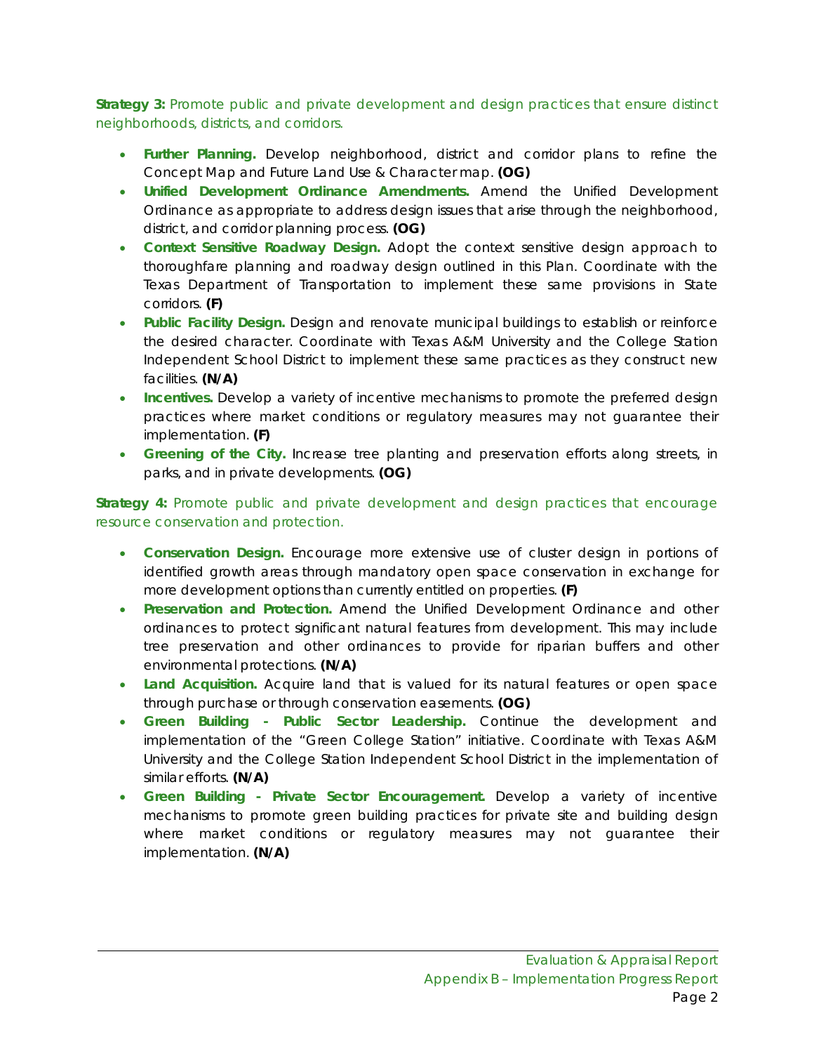**Strategy 3:** Promote public and private development and design practices that ensure distinct neighborhoods, districts, and corridors.

- **Further Planning.** Develop neighborhood, district and corridor plans to refine the Concept Map and Future Land Use & Character map. **(OG)**
- **Unified Development Ordinance Amendments.** Amend the Unified Development Ordinance as appropriate to address design issues that arise through the neighborhood, district, and corridor planning process. **(OG)**
- **Context Sensitive Roadway Design.** Adopt the context sensitive design approach to thoroughfare planning and roadway design outlined in this Plan. Coordinate with the Texas Department of Transportation to implement these same provisions in State corridors. **(F)**
- **Public Facility Design.** Design and renovate municipal buildings to establish or reinforce the desired character. Coordinate with Texas A&M University and the College Station Independent School District to implement these same practices as they construct new facilities. **(N/A)**
- **Incentives.** Develop a variety of incentive mechanisms to promote the preferred design practices where market conditions or regulatory measures may not guarantee their implementation. **(F)**
- **Greening of the City.** Increase tree planting and preservation efforts along streets, in parks, and in private developments. **(OG)**

**Strategy 4:** Promote public and private development and design practices that encourage resource conservation and protection.

- **Conservation Design.** Encourage more extensive use of cluster design in portions of identified growth areas through mandatory open space conservation in exchange for more development options than currently entitled on properties. **(F)**
- **Preservation and Protection.** Amend the Unified Development Ordinance and other ordinances to protect significant natural features from development. This may include tree preservation and other ordinances to provide for riparian buffers and other environmental protections. **(N/A)**
- **Land Acquisition.** Acquire land that is valued for its natural features or open space through purchase or through conservation easements. **(OG)**
- **Green Building - Public Sector Leadership.** Continue the development and implementation of the "Green College Station" initiative. Coordinate with Texas A&M University and the College Station Independent School District in the implementation of similar efforts. **(N/A)**
- **Green Building - Private Sector Encouragement.** Develop a variety of incentive mechanisms to promote green building practices for private site and building design where market conditions or regulatory measures may not guarantee their implementation. **(N/A)**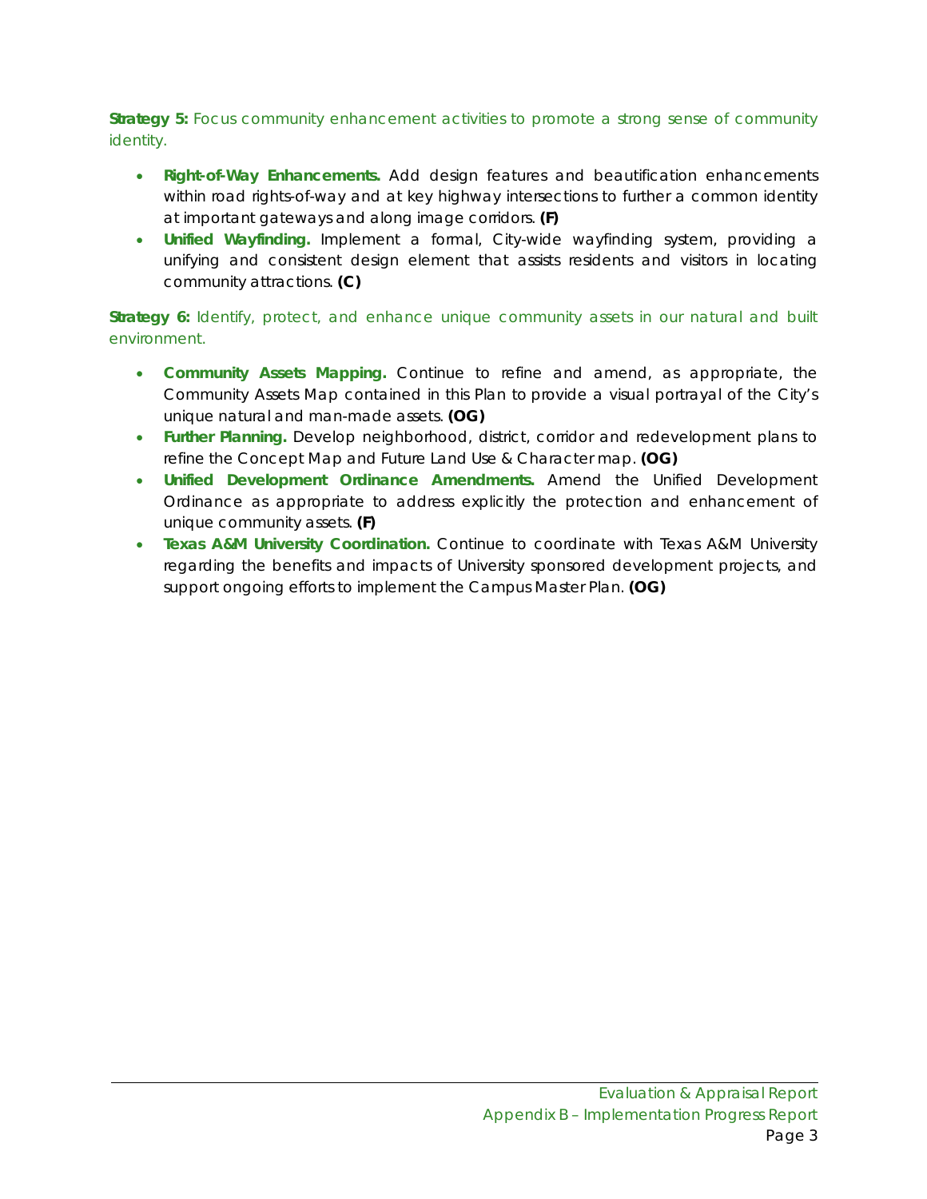**Strategy 5:** Focus community enhancement activities to promote a strong sense of community identity.

- **Right-of-Way Enhancements.** Add design features and beautification enhancements within road rights-of-way and at key highway intersections to further a common identity at important gateways and along image corridors. **(F)**
- **Unified Wayfinding.** Implement a formal, City-wide wayfinding system, providing a unifying and consistent design element that assists residents and visitors in locating community attractions. **(C)**

**Strategy 6:** Identify, protect, and enhance unique community assets in our natural and built environment.

- **Community Assets Mapping.** Continue to refine and amend, as appropriate, the Community Assets Map contained in this Plan to provide a visual portrayal of the City's unique natural and man-made assets. **(OG)**
- **Further Planning.** Develop neighborhood, district, corridor and redevelopment plans to refine the Concept Map and Future Land Use & Character map. **(OG)**
- **Unified Development Ordinance Amendments.** Amend the Unified Development Ordinance as appropriate to address explicitly the protection and enhancement of unique community assets. **(F)**
- **Texas A&M University Coordination.** Continue to coordinate with Texas A&M University regarding the benefits and impacts of University sponsored development projects, and support ongoing efforts to implement the Campus Master Plan. **(OG)**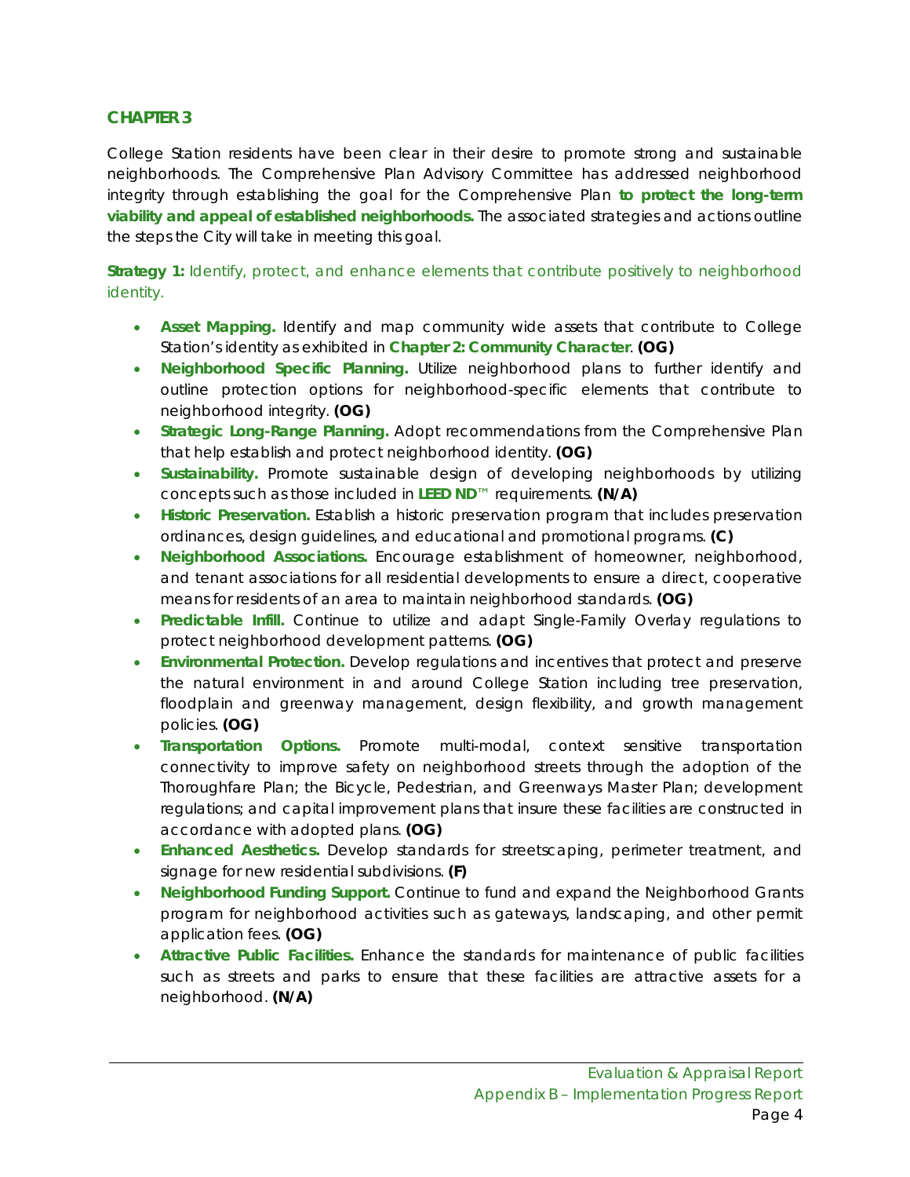## CHAPTER 3

College Station residents have been clear in their desire to promote strong and sustainable neighborhoods. The Comprehensive Plan Advisory Committee has addressed neighborhood integrity through establishing the goal for the Comprehensive Plan **to protect the long-term viability and appeal of established neighborhoods.** The associated strategies and actions outline the steps the City will take in meeting this goal.

**Strategy 1:** Identify, protect, and enhance elements that contribute positively to neighborhood identity.

- **Asset Mapping.** Identify and map community wide assets that contribute to College Station's identity as exhibited in **Chapter 2: Community Character**. **(OG)**
- **Neighborhood Specific Planning.** Utilize neighborhood plans to further identify and outline protection options for neighborhood-specific elements that contribute to neighborhood integrity. **(OG)**
- **Strategic Long-Range Planning.** Adopt recommendations from the Comprehensive Plan that help establish and protect neighborhood identity. **(OG)**
- **Sustainability.** Promote sustainable design of developing neighborhoods by utilizing concepts such as those included in **LEED ND**™ requirements. **(N/A)**
- **Historic Preservation.** Establish a historic preservation program that includes preservation ordinances, design guidelines, and educational and promotional programs. **(C)**
- **Neighborhood Associations.** Encourage establishment of homeowner, neighborhood, and tenant associations for all residential developments to ensure a direct, cooperative means for residents of an area to maintain neighborhood standards. **(OG)**
- **Predictable Infill.** Continue to utilize and adapt Single-Family Overlay regulations to protect neighborhood development patterns. **(OG)**
- **Environmental Protection.** Develop regulations and incentives that protect and preserve the natural environment in and around College Station including tree preservation, floodplain and greenway management, design flexibility, and growth management policies. **(OG)**
- **Transportation Options.** Promote multi-modal, context sensitive transportation connectivity to improve safety on neighborhood streets through the adoption of the Thoroughfare Plan; the Bicycle, Pedestrian, and Greenways Master Plan; development regulations; and capital improvement plans that insure these facilities are constructed in accordance with adopted plans. **(OG)**
- **Enhanced Aesthetics.** Develop standards for streetscaping, perimeter treatment, and signage for new residential subdivisions. **(F)**
- **Neighborhood Funding Support.** Continue to fund and expand the Neighborhood Grants program for neighborhood activities such as gateways, landscaping, and other permit application fees. **(OG)**
- **Attractive Public Facilities.** Enhance the standards for maintenance of public facilities such as streets and parks to ensure that these facilities are attractive assets for a neighborhood. **(N/A)**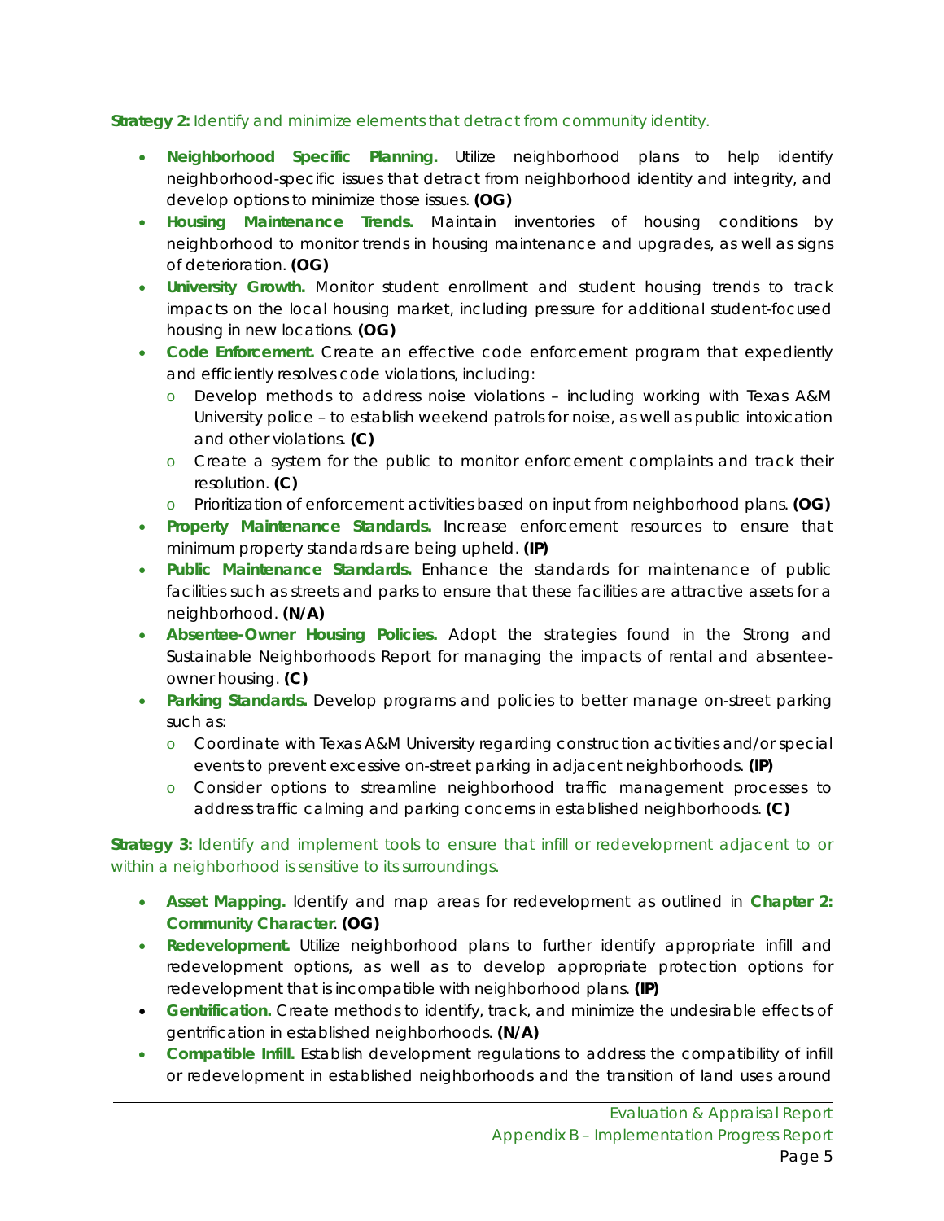**Strategy 2:** Identify and minimize elements that detract from community identity.

- **Neighborhood Specific Planning.** Utilize neighborhood plans to help identify neighborhood-specific issues that detract from neighborhood identity and integrity, and develop options to minimize those issues. **(OG)**
- **Housing Maintenance Trends.** Maintain inventories of housing conditions by neighborhood to monitor trends in housing maintenance and upgrades, as well as signs of deterioration. **(OG)**
- **University Growth.** Monitor student enrollment and student housing trends to track impacts on the local housing market, including pressure for additional student-focused housing in new locations. **(OG)**
- **Code Enforcement.** Create an effective code enforcement program that expediently and efficiently resolves code violations, including:
  - Develop methods to address noise violations – including working with Texas A&M University police – to establish weekend patrols for noise, as well as public intoxication and other violations. **(C)**
  - Create a system for the public to monitor enforcement complaints and track their resolution. **(C)**
  - Prioritization of enforcement activities based on input from neighborhood plans. **(OG)**
- **Property Maintenance Standards.** Increase enforcement resources to ensure that minimum property standards are being upheld. **(IP)**
- **Public Maintenance Standards.** Enhance the standards for maintenance of public facilities such as streets and parks to ensure that these facilities are attractive assets for a neighborhood. **(N/A)**
- **Absentee-Owner Housing Policies.** Adopt the strategies found in the Strong and Sustainable Neighborhoods Report for managing the impacts of rental and absentee-owner housing. **(C)**
- **Parking Standards.** Develop programs and policies to better manage on-street parking such as:
  - Coordinate with Texas A&M University regarding construction activities and/or special events to prevent excessive on-street parking in adjacent neighborhoods. **(IP)**
  - Consider options to streamline neighborhood traffic management processes to address traffic calming and parking concerns in established neighborhoods. **(C)**

**Strategy 3:** Identify and implement tools to ensure that infill or redevelopment adjacent to or within a neighborhood is sensitive to its surroundings.

- **Asset Mapping.** Identify and map areas for redevelopment as outlined in **Chapter 2: Community Character**. **(OG)**
- **Redevelopment.** Utilize neighborhood plans to further identify appropriate infill and redevelopment options, as well as to develop appropriate protection options for redevelopment that is incompatible with neighborhood plans. **(IP)**
- **Gentrification.** Create methods to identify, track, and minimize the undesirable effects of gentrification in established neighborhoods. **(N/A)**
- **Compatible Infill.** Establish development regulations to address the compatibility of infill or redevelopment in established neighborhoods and the transition of land uses around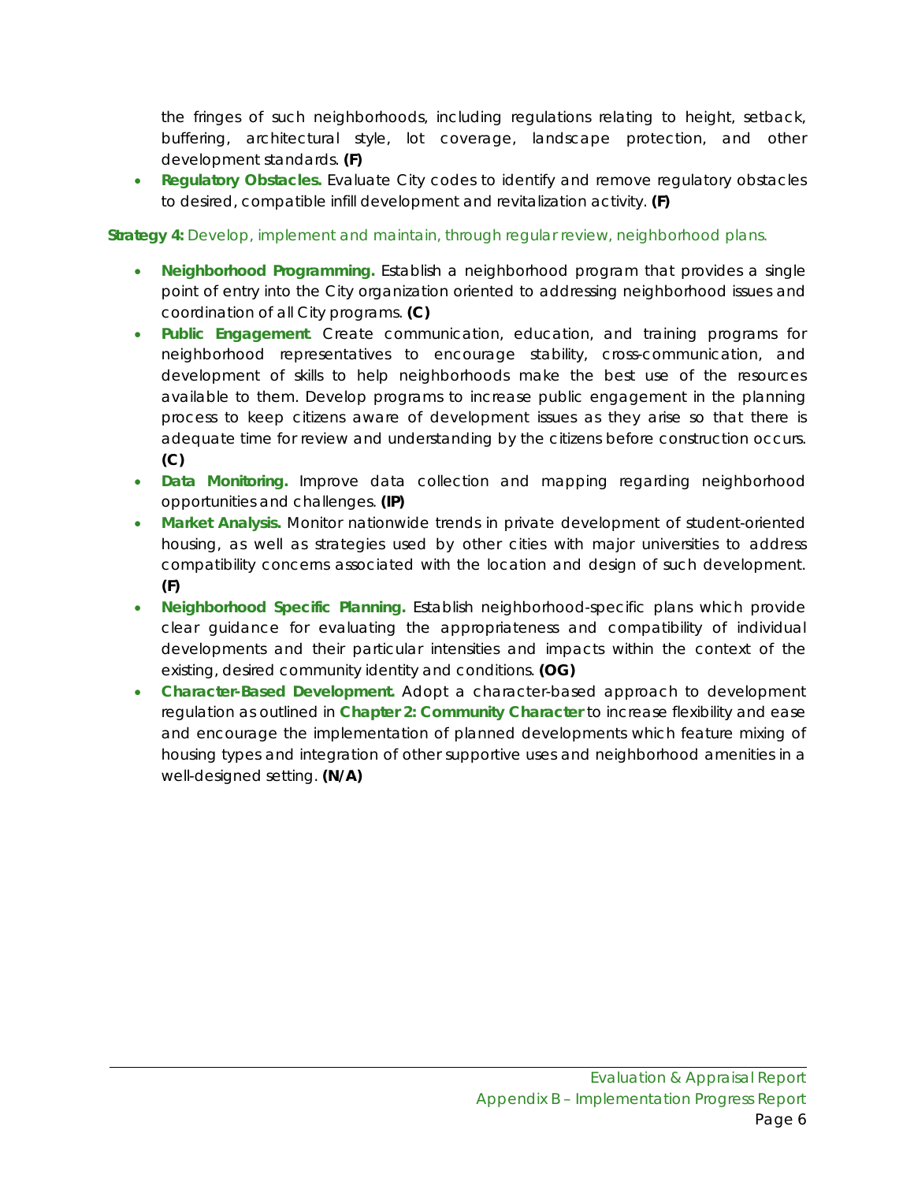the fringes of such neighborhoods, including regulations relating to height, setback, buffering, architectural style, lot coverage, landscape protection, and other development standards. **(F)**

- **Regulatory Obstacles.** Evaluate City codes to identify and remove regulatory obstacles to desired, compatible infill development and revitalization activity. **(F)**

**Strategy 4:** Develop, implement and maintain, through regular review, neighborhood plans.

- **Neighborhood Programming.** Establish a neighborhood program that provides a single point of entry into the City organization oriented to addressing neighborhood issues and coordination of all City programs. **(C)**
- **Public Engagement**. Create communication, education, and training programs for neighborhood representatives to encourage stability, cross-communication, and development of skills to help neighborhoods make the best use of the resources available to them. Develop programs to increase public engagement in the planning process to keep citizens aware of development issues as they arise so that there is adequate time for review and understanding by the citizens before construction occurs. **(C)**
- **Data Monitoring.** Improve data collection and mapping regarding neighborhood opportunities and challenges. **(IP)**
- **Market Analysis.** Monitor nationwide trends in private development of student-oriented housing, as well as strategies used by other cities with major universities to address compatibility concerns associated with the location and design of such development. **(F)**
- **Neighborhood Specific Planning.** Establish neighborhood-specific plans which provide clear guidance for evaluating the appropriateness and compatibility of individual developments and their particular intensities and impacts within the context of the existing, desired community identity and conditions. **(OG)**
- **Character-Based Development.** Adopt a character-based approach to development regulation as outlined in **Chapter 2: Community Character** to increase flexibility and ease and encourage the implementation of planned developments which feature mixing of housing types and integration of other supportive uses and neighborhood amenities in a well-designed setting. **(N/A)**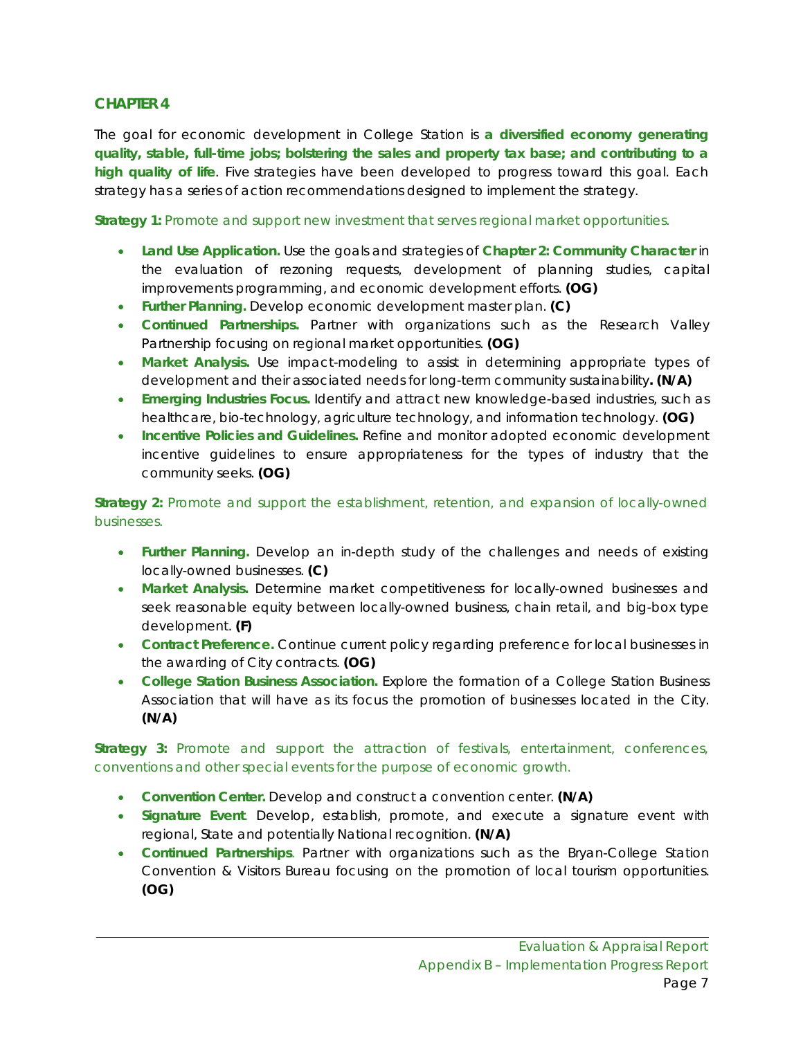## CHAPTER 4

The goal for economic development in College Station is **a diversified economy generating quality, stable, full-time jobs; bolstering the sales and property tax base; and contributing to a high quality of life**. Five strategies have been developed to progress toward this goal. Each strategy has a series of action recommendations designed to implement the strategy.

**Strategy 1:** Promote and support new investment that serves regional market opportunities.

- **Land Use Application.** Use the goals and strategies of **Chapter 2: Community Character** in the evaluation of rezoning requests, development of planning studies, capital improvements programming, and economic development efforts. **(OG)**
- **Further Planning.** Develop economic development master plan. **(C)**
- **Continued Partnerships.** Partner with organizations such as the Research Valley Partnership focusing on regional market opportunities. **(OG)**
- **Market Analysis.** Use impact-modeling to assist in determining appropriate types of development and their associated needs for long-term community sustainability**. (N/A)**
- **Emerging Industries Focus.** Identify and attract new knowledge-based industries, such as healthcare, bio-technology, agriculture technology, and information technology. **(OG)**
- **Incentive Policies and Guidelines.** Refine and monitor adopted economic development incentive guidelines to ensure appropriateness for the types of industry that the community seeks. **(OG)**

**Strategy 2:** Promote and support the establishment, retention, and expansion of locally-owned businesses.

- **Further Planning.** Develop an in-depth study of the challenges and needs of existing locally-owned businesses. **(C)**
- **Market Analysis.** Determine market competitiveness for locally-owned businesses and seek reasonable equity between locally-owned business, chain retail, and big-box type development. **(F)**
- **Contract Preference.** Continue current policy regarding preference for local businesses in the awarding of City contracts. **(OG)**
- **College Station Business Association.** Explore the formation of a College Station Business Association that will have as its focus the promotion of businesses located in the City. **(N/A)**

**Strategy 3:** Promote and support the attraction of festivals, entertainment, conferences, conventions and other special events for the purpose of economic growth.

- **Convention Center.** Develop and construct a convention center. **(N/A)**
- **Signature Event**. Develop, establish, promote, and execute a signature event with regional, State and potentially National recognition. **(N/A)**
- **Continued Partnerships**. Partner with organizations such as the Bryan-College Station Convention & Visitors Bureau focusing on the promotion of local tourism opportunities. **(OG)**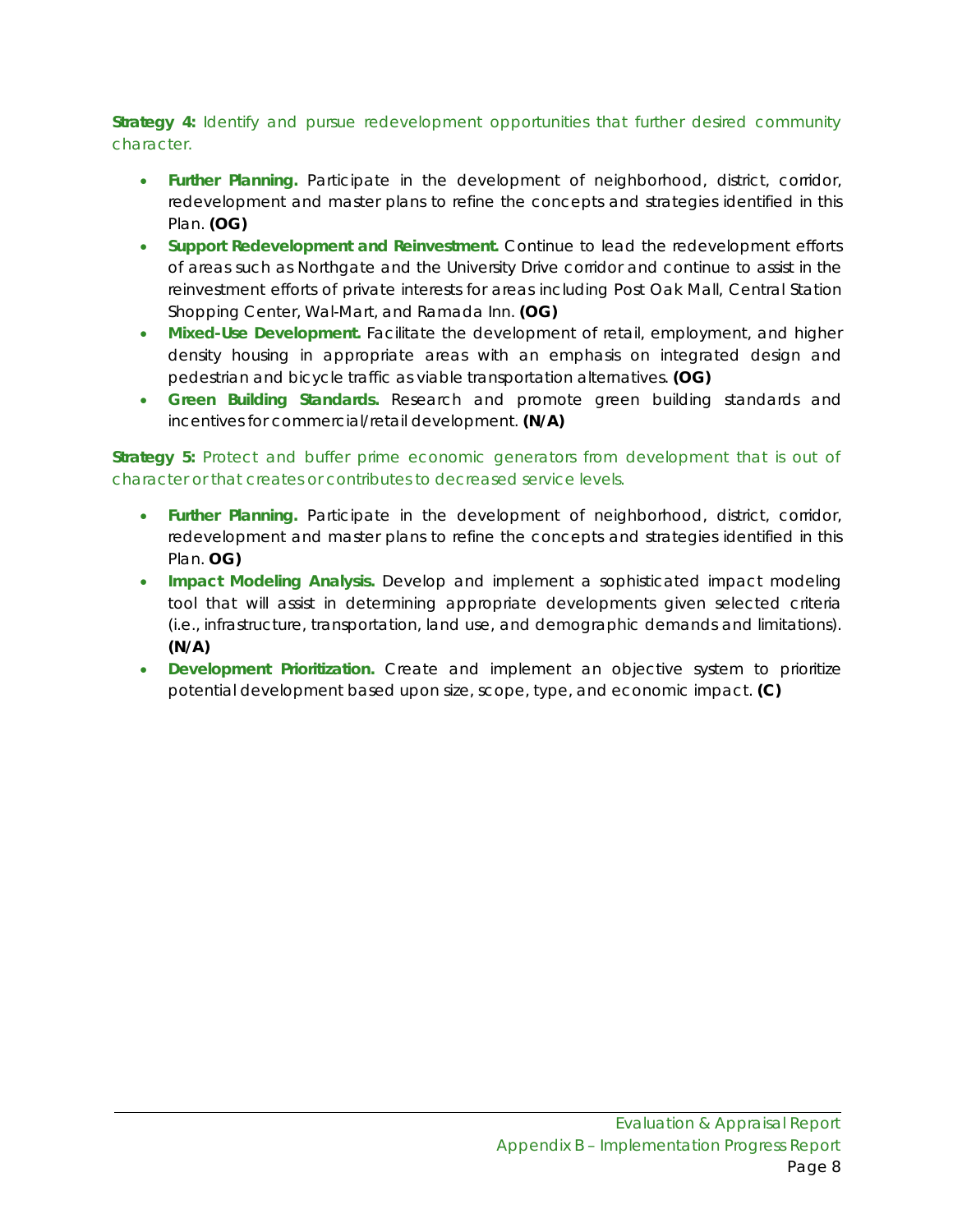**Strategy 4:** Identify and pursue redevelopment opportunities that further desired community character.

- **Further Planning.** Participate in the development of neighborhood, district, corridor, redevelopment and master plans to refine the concepts and strategies identified in this Plan. **(OG)**
- **Support Redevelopment and Reinvestment.** Continue to lead the redevelopment efforts of areas such as Northgate and the University Drive corridor and continue to assist in the reinvestment efforts of private interests for areas including Post Oak Mall, Central Station Shopping Center, Wal-Mart, and Ramada Inn. **(OG)**
- **Mixed-Use Development.** Facilitate the development of retail, employment, and higher density housing in appropriate areas with an emphasis on integrated design and pedestrian and bicycle traffic as viable transportation alternatives. **(OG)**
- **Green Building Standards.** Research and promote green building standards and incentives for commercial/retail development. **(N/A)**

**Strategy 5:** Protect and buffer prime economic generators from development that is out of character or that creates or contributes to decreased service levels.

- **Further Planning.** Participate in the development of neighborhood, district, corridor, redevelopment and master plans to refine the concepts and strategies identified in this Plan. **OG)**
- **Impact Modeling Analysis.** Develop and implement a sophisticated impact modeling tool that will assist in determining appropriate developments given selected criteria (i.e., infrastructure, transportation, land use, and demographic demands and limitations). **(N/A)**
- **Development Prioritization.** Create and implement an objective system to prioritize potential development based upon size, scope, type, and economic impact. **(C)**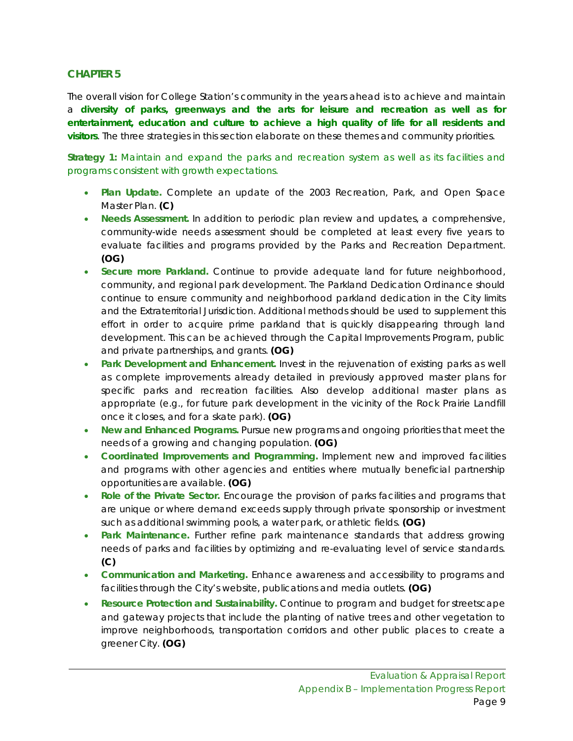## CHAPTER 5

The overall vision for College Station's community in the years ahead is to achieve and maintain a **diversity of parks, greenways and the arts for leisure and recreation as well as for entertainment, education and culture to achieve a high quality of life for all residents and visitors**. The three strategies in this section elaborate on these themes and community priorities.

**Strategy 1:** Maintain and expand the parks and recreation system as well as its facilities and programs consistent with growth expectations.

- **Plan Update.** Complete an update of the 2003 Recreation, Park, and Open Space Master Plan. **(C)**
- **Needs Assessment.** In addition to periodic plan review and updates, a comprehensive, community-wide needs assessment should be completed at least every five years to evaluate facilities and programs provided by the Parks and Recreation Department. **(OG)**
- **Secure more Parkland.** Continue to provide adequate land for future neighborhood, community, and regional park development. The Parkland Dedication Ordinance should continue to ensure community and neighborhood parkland dedication in the City limits and the Extraterritorial Jurisdiction. Additional methods should be used to supplement this effort in order to acquire prime parkland that is quickly disappearing through land development. This can be achieved through the Capital Improvements Program, public and private partnerships, and grants. **(OG)**
- **Park Development and Enhancement.** Invest in the rejuvenation of existing parks as well as complete improvements already detailed in previously approved master plans for specific parks and recreation facilities. Also develop additional master plans as appropriate (e.g., for future park development in the vicinity of the Rock Prairie Landfill once it closes, and for a skate park). **(OG)**
- **New and Enhanced Programs.** Pursue new programs and ongoing priorities that meet the needs of a growing and changing population. **(OG)**
- **Coordinated Improvements and Programming.** Implement new and improved facilities and programs with other agencies and entities where mutually beneficial partnership opportunities are available. **(OG)**
- **Role of the Private Sector.** Encourage the provision of parks facilities and programs that are unique or where demand exceeds supply through private sponsorship or investment such as additional swimming pools, a water park, or athletic fields. **(OG)**
- **Park Maintenance.** Further refine park maintenance standards that address growing needs of parks and facilities by optimizing and re-evaluating level of service standards. **(C)**
- **Communication and Marketing.** Enhance awareness and accessibility to programs and facilities through the City's website, publications and media outlets. **(OG)**
- **Resource Protection and Sustainability.** Continue to program and budget for streetscape and gateway projects that include the planting of native trees and other vegetation to improve neighborhoods, transportation corridors and other public places to create a greener City. **(OG)**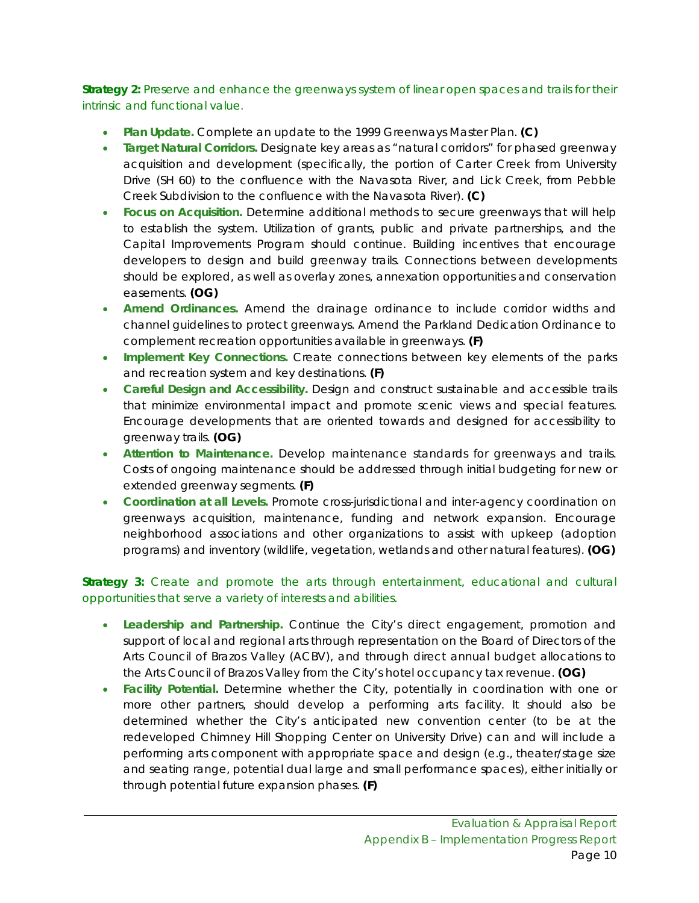**Strategy 2:** Preserve and enhance the greenways system of linear open spaces and trails for their intrinsic and functional value.

- **Plan Update.** Complete an update to the 1999 Greenways Master Plan. **(C)**
- **Target Natural Corridors.** Designate key areas as "natural corridors" for phased greenway acquisition and development (specifically, the portion of Carter Creek from University Drive (SH 60) to the confluence with the Navasota River, and Lick Creek, from Pebble Creek Subdivision to the confluence with the Navasota River). **(C)**
- **Focus on Acquisition.** Determine additional methods to secure greenways that will help to establish the system. Utilization of grants, public and private partnerships, and the Capital Improvements Program should continue. Building incentives that encourage developers to design and build greenway trails. Connections between developments should be explored, as well as overlay zones, annexation opportunities and conservation easements. **(OG)**
- **Amend Ordinances.** Amend the drainage ordinance to include corridor widths and channel guidelines to protect greenways. Amend the Parkland Dedication Ordinance to complement recreation opportunities available in greenways. **(F)**
- **Implement Key Connections.** Create connections between key elements of the parks and recreation system and key destinations. **(F)**
- **Careful Design and Accessibility.** Design and construct sustainable and accessible trails that minimize environmental impact and promote scenic views and special features. Encourage developments that are oriented towards and designed for accessibility to greenway trails. **(OG)**
- **Attention to Maintenance.** Develop maintenance standards for greenways and trails. Costs of ongoing maintenance should be addressed through initial budgeting for new or extended greenway segments. **(F)**
- **Coordination at all Levels.** Promote cross-jurisdictional and inter-agency coordination on greenways acquisition, maintenance, funding and network expansion. Encourage neighborhood associations and other organizations to assist with upkeep (adoption programs) and inventory (wildlife, vegetation, wetlands and other natural features). **(OG)**

**Strategy 3:** Create and promote the arts through entertainment, educational and cultural opportunities that serve a variety of interests and abilities.

- **Leadership and Partnership.** Continue the City's direct engagement, promotion and support of local and regional arts through representation on the Board of Directors of the Arts Council of Brazos Valley (ACBV), and through direct annual budget allocations to the Arts Council of Brazos Valley from the City's hotel occupancy tax revenue. **(OG)**
- **Facility Potential.** Determine whether the City, potentially in coordination with one or more other partners, should develop a performing arts facility. It should also be determined whether the City's anticipated new convention center (to be at the redeveloped Chimney Hill Shopping Center on University Drive) can and will include a performing arts component with appropriate space and design (e.g., theater/stage size and seating range, potential dual large and small performance spaces), either initially or through potential future expansion phases. **(F)**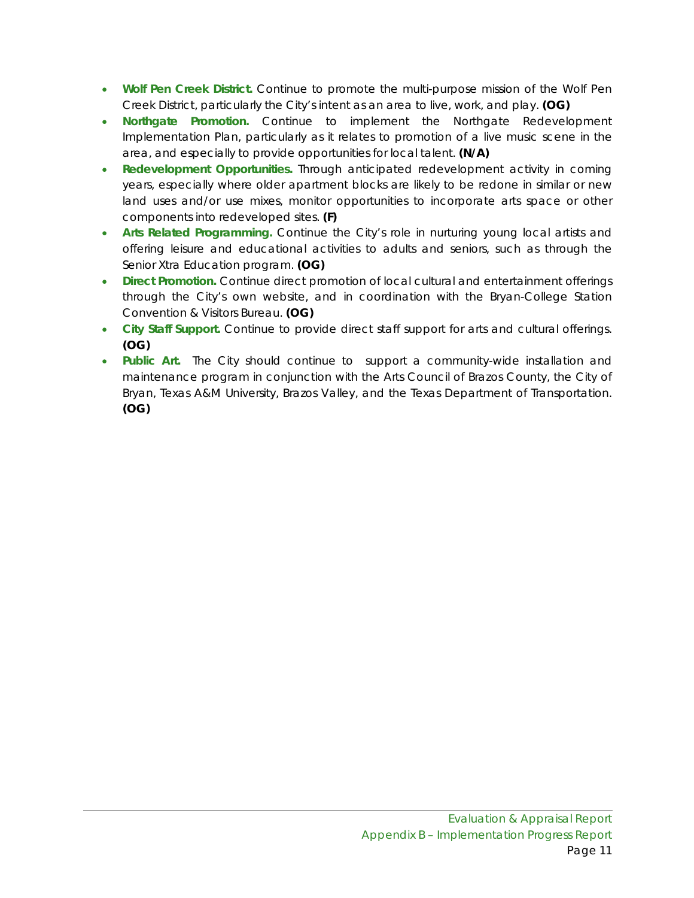- **Wolf Pen Creek District.** Continue to promote the multi-purpose mission of the Wolf Pen Creek District, particularly the City's intent as an area to live, work, and play. **(OG)**
- **Northgate Promotion.** Continue to implement the Northgate Redevelopment Implementation Plan, particularly as it relates to promotion of a live music scene in the area, and especially to provide opportunities for local talent. **(N/A)**
- **Redevelopment Opportunities.** Through anticipated redevelopment activity in coming years, especially where older apartment blocks are likely to be redone in similar or new land uses and/or use mixes, monitor opportunities to incorporate arts space or other components into redeveloped sites. **(F)**
- **Arts Related Programming.** Continue the City's role in nurturing young local artists and offering leisure and educational activities to adults and seniors, such as through the Senior Xtra Education program. **(OG)**
- **Direct Promotion.** Continue direct promotion of local cultural and entertainment offerings through the City's own website, and in coordination with the Bryan-College Station Convention & Visitors Bureau. **(OG)**
- **City Staff Support.** Continue to provide direct staff support for arts and cultural offerings. **(OG)**
- **Public Art.** The City should continue to support a community-wide installation and maintenance program in conjunction with the Arts Council of Brazos County, the City of Bryan, Texas A&M University, Brazos Valley, and the Texas Department of Transportation. **(OG)**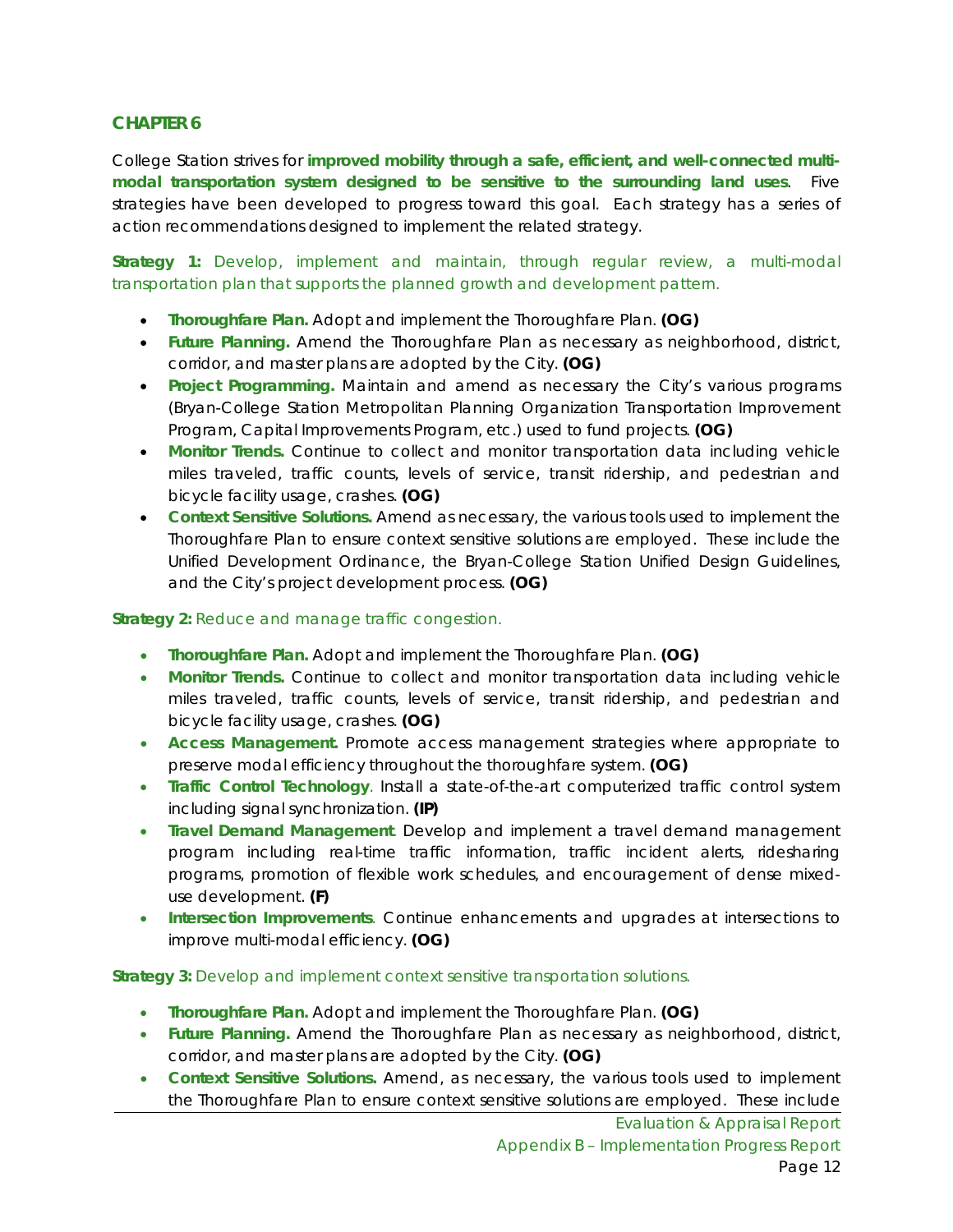## CHAPTER 6

College Station strives for **improved mobility through a safe, efficient, and well-connected multi-modal transportation system designed to be sensitive to the surrounding land uses**. Five strategies have been developed to progress toward this goal. Each strategy has a series of action recommendations designed to implement the related strategy.

**Strategy 1:** Develop, implement and maintain, through regular review, a multi-modal transportation plan that supports the planned growth and development pattern.

- **Thoroughfare Plan.** Adopt and implement the Thoroughfare Plan. **(OG)**
- **Future Planning.** Amend the Thoroughfare Plan as necessary as neighborhood, district, corridor, and master plans are adopted by the City. **(OG)**
- **Project Programming.** Maintain and amend as necessary the City's various programs (Bryan-College Station Metropolitan Planning Organization Transportation Improvement Program, Capital Improvements Program, etc.) used to fund projects. **(OG)**
- **Monitor Trends.** Continue to collect and monitor transportation data including vehicle miles traveled, traffic counts, levels of service, transit ridership, and pedestrian and bicycle facility usage, crashes. **(OG)**
- **Context Sensitive Solutions.** Amend as necessary, the various tools used to implement the Thoroughfare Plan to ensure context sensitive solutions are employed. These include the Unified Development Ordinance, the Bryan-College Station Unified Design Guidelines, and the City's project development process. **(OG)**

**Strategy 2:** Reduce and manage traffic congestion.

- **Thoroughfare Plan.** Adopt and implement the Thoroughfare Plan. **(OG)**
- **Monitor Trends.** Continue to collect and monitor transportation data including vehicle miles traveled, traffic counts, levels of service, transit ridership, and pedestrian and bicycle facility usage, crashes. **(OG)**
- **Access Management.** Promote access management strategies where appropriate to preserve modal efficiency throughout the thoroughfare system. **(OG)**
- **Traffic Control Technology**. Install a state-of-the-art computerized traffic control system including signal synchronization. **(IP)**
- **Travel Demand Management**. Develop and implement a travel demand management program including real-time traffic information, traffic incident alerts, ridesharing programs, promotion of flexible work schedules, and encouragement of dense mixed-use development. **(F)**
- **Intersection Improvements**. Continue enhancements and upgrades at intersections to improve multi-modal efficiency. **(OG)**

**Strategy 3:** Develop and implement context sensitive transportation solutions.

- **Thoroughfare Plan.** Adopt and implement the Thoroughfare Plan. **(OG)**
- **Future Planning.** Amend the Thoroughfare Plan as necessary as neighborhood, district, corridor, and master plans are adopted by the City. **(OG)**
- **Context Sensitive Solutions.** Amend, as necessary, the various tools used to implement the Thoroughfare Plan to ensure context sensitive solutions are employed. These include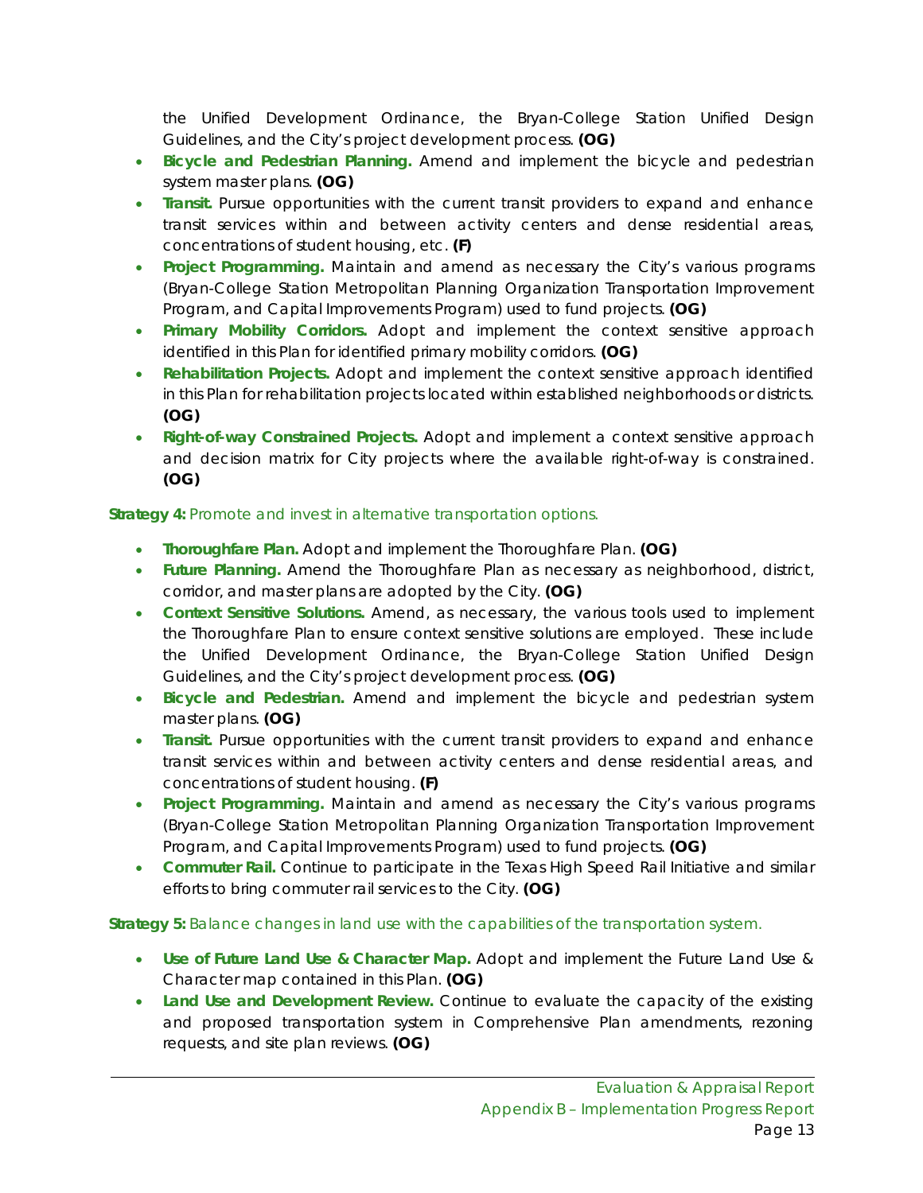the Unified Development Ordinance, the Bryan-College Station Unified Design Guidelines, and the City's project development process. **(OG)**

- **Bicycle and Pedestrian Planning.** Amend and implement the bicycle and pedestrian system master plans. **(OG)**
- **Transit.** Pursue opportunities with the current transit providers to expand and enhance transit services within and between activity centers and dense residential areas, concentrations of student housing, etc. **(F)**
- **Project Programming.** Maintain and amend as necessary the City's various programs (Bryan-College Station Metropolitan Planning Organization Transportation Improvement Program, and Capital Improvements Program) used to fund projects. **(OG)**
- **Primary Mobility Corridors.** Adopt and implement the context sensitive approach identified in this Plan for identified primary mobility corridors. **(OG)**
- **Rehabilitation Projects.** Adopt and implement the context sensitive approach identified in this Plan for rehabilitation projects located within established neighborhoods or districts. **(OG)**
- **Right-of-way Constrained Projects.** Adopt and implement a context sensitive approach and decision matrix for City projects where the available right-of-way is constrained. **(OG)**

**Strategy 4:** *Promote and invest in alternative transportation options.*

- **Thoroughfare Plan.** Adopt and implement the Thoroughfare Plan. **(OG)**
- **Future Planning.** Amend the Thoroughfare Plan as necessary as neighborhood, district, corridor, and master plans are adopted by the City. **(OG)**
- **Context Sensitive Solutions.** Amend, as necessary, the various tools used to implement the Thoroughfare Plan to ensure context sensitive solutions are employed. These include the Unified Development Ordinance, the Bryan-College Station Unified Design Guidelines, and the City's project development process. **(OG)**
- **Bicycle and Pedestrian.** Amend and implement the bicycle and pedestrian system master plans. **(OG)**
- **Transit.** Pursue opportunities with the current transit providers to expand and enhance transit services within and between activity centers and dense residential areas, and concentrations of student housing. **(F)**
- **Project Programming.** Maintain and amend as necessary the City's various programs (Bryan-College Station Metropolitan Planning Organization Transportation Improvement Program, and Capital Improvements Program) used to fund projects. **(OG)**
- **Commuter Rail.** Continue to participate in the Texas High Speed Rail Initiative and similar efforts to bring commuter rail services to the City. **(OG)**

**Strategy 5:** *Balance changes in land use with the capabilities of the transportation system.*

- **Use of Future Land Use & Character Map.** Adopt and implement the Future Land Use & Character map contained in this Plan. **(OG)**
- **Land Use and Development Review.** Continue to evaluate the capacity of the existing and proposed transportation system in Comprehensive Plan amendments, rezoning requests, and site plan reviews. **(OG)**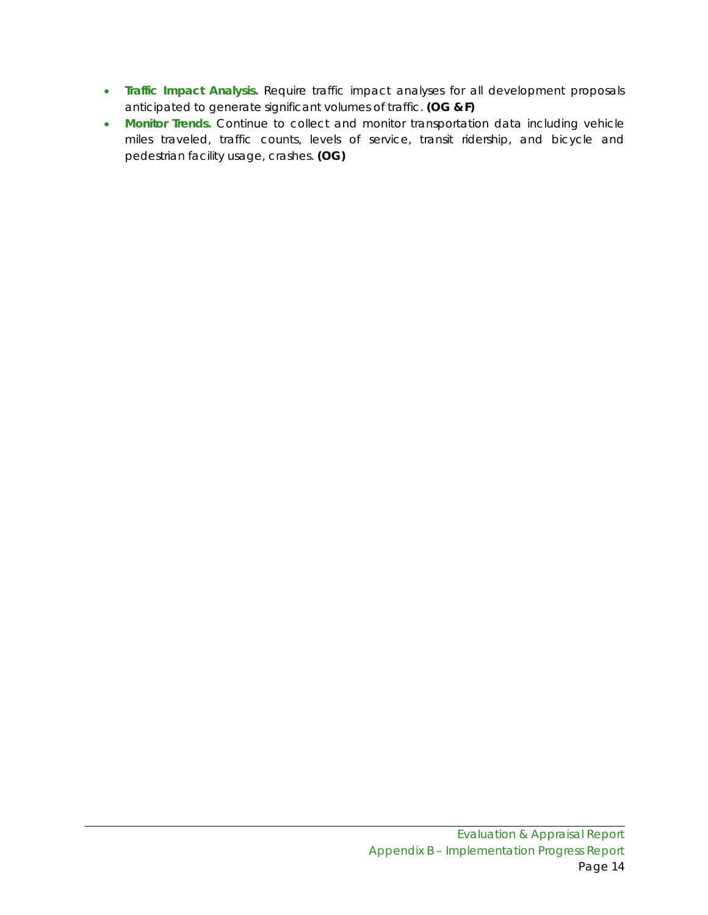- **Traffic Impact Analysis.** Require traffic impact analyses for all development proposals anticipated to generate significant volumes of traffic. **(OG & F)**
- **Monitor Trends.** Continue to collect and monitor transportation data including vehicle miles traveled, traffic counts, levels of service, transit ridership, and bicycle and pedestrian facility usage, crashes. **(OG)**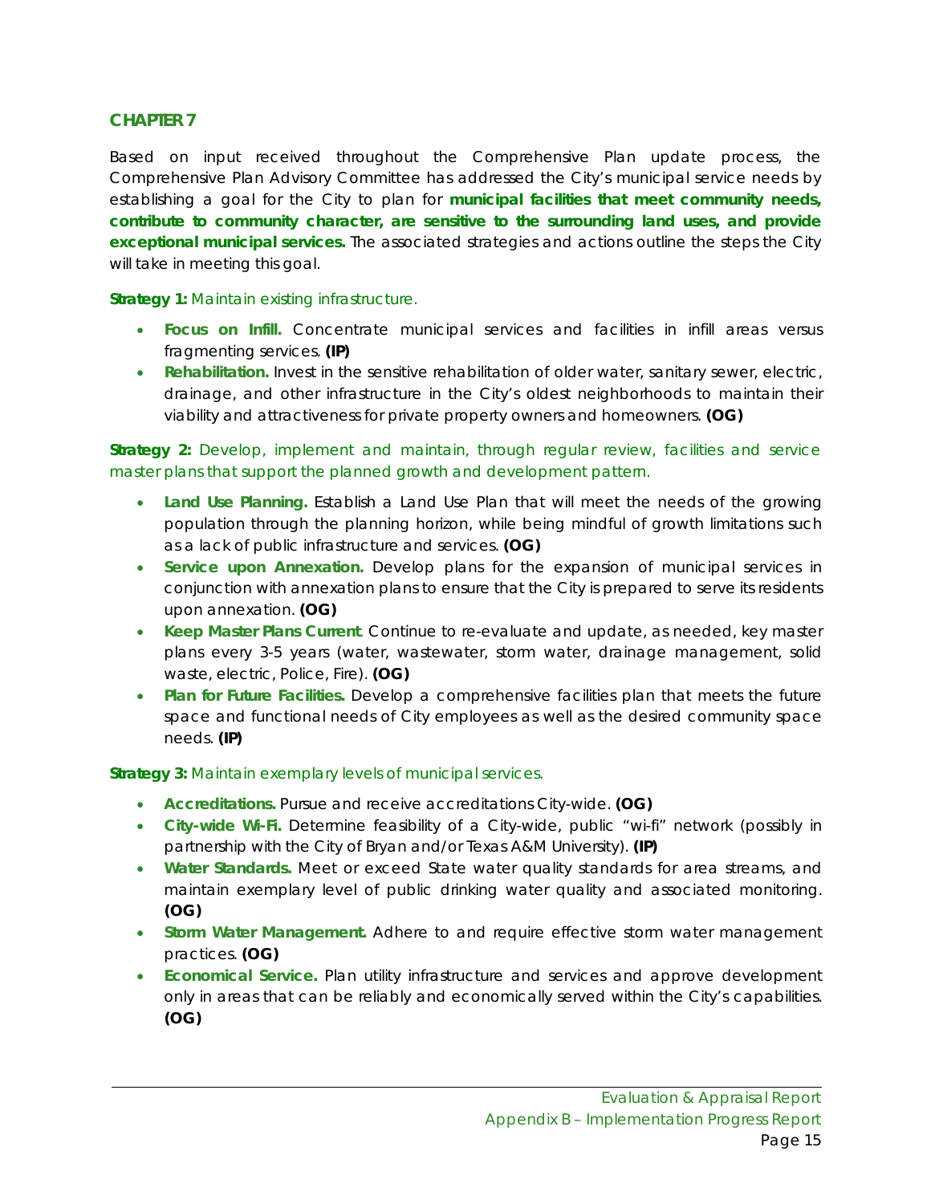## CHAPTER 7

Based on input received throughout the Comprehensive Plan update process, the Comprehensive Plan Advisory Committee has addressed the City's municipal service needs by establishing a goal for the City to plan for **municipal facilities that meet community needs, contribute to community character, are sensitive to the surrounding land uses, and provide exceptional municipal services.** The associated strategies and actions outline the steps the City will take in meeting this goal.

**Strategy 1:** Maintain existing infrastructure.

- **Focus on Infill.** Concentrate municipal services and facilities in infill areas versus fragmenting services. **(IP)**
- **Rehabilitation.** Invest in the sensitive rehabilitation of older water, sanitary sewer, electric, drainage, and other infrastructure in the City's oldest neighborhoods to maintain their viability and attractiveness for private property owners and homeowners. **(OG)**

**Strategy 2:** Develop, implement and maintain, through regular review, facilities and service master plans that support the planned growth and development pattern.

- **Land Use Planning.** Establish a Land Use Plan that will meet the needs of the growing population through the planning horizon, while being mindful of growth limitations such as a lack of public infrastructure and services. **(OG)**
- **Service upon Annexation.** Develop plans for the expansion of municipal services in conjunction with annexation plans to ensure that the City is prepared to serve its residents upon annexation. **(OG)**
- **Keep Master Plans Current**. Continue to re-evaluate and update, as needed, key master plans every 3-5 years (water, wastewater, storm water, drainage management, solid waste, electric, Police, Fire). **(OG)**
- **Plan for Future Facilities.** Develop a comprehensive facilities plan that meets the future space and functional needs of City employees as well as the desired community space needs. **(IP)**

**Strategy 3:** Maintain exemplary levels of municipal services.

- **Accreditations.** Pursue and receive accreditations City-wide. **(OG)**
- **City-wide Wi-Fi.** Determine feasibility of a City-wide, public "wi-fi" network (possibly in partnership with the City of Bryan and/or Texas A&M University). **(IP)**
- **Water Standards.** Meet or exceed State water quality standards for area streams, and maintain exemplary level of public drinking water quality and associated monitoring. **(OG)**
- **Storm Water Management.** Adhere to and require effective storm water management practices. **(OG)**
- **Economical Service.** Plan utility infrastructure and services and approve development only in areas that can be reliably and economically served within the City's capabilities. **(OG)**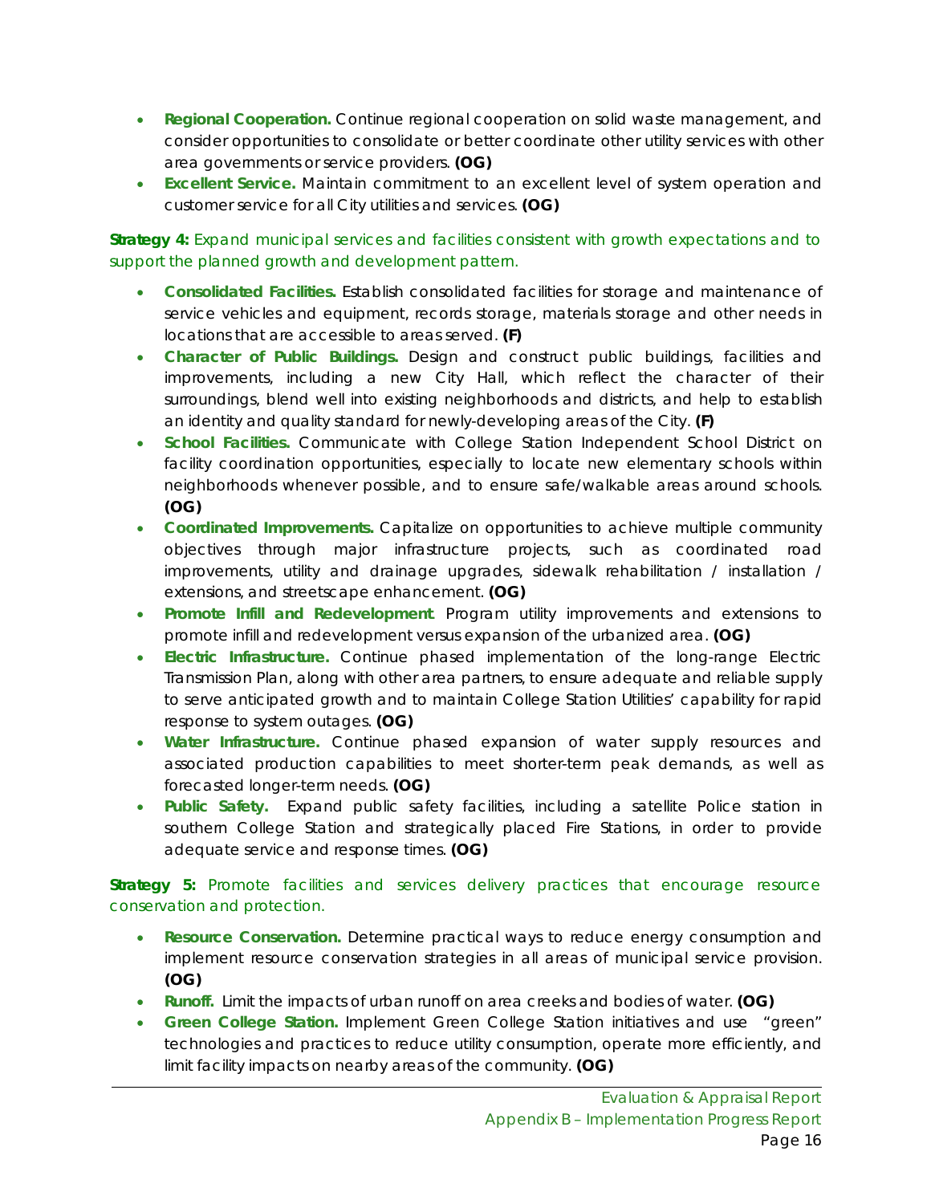- **Regional Cooperation.** Continue regional cooperation on solid waste management, and consider opportunities to consolidate or better coordinate other utility services with other area governments or service providers. **(OG)**
- **Excellent Service.** Maintain commitment to an excellent level of system operation and customer service for all City utilities and services. **(OG)**

**Strategy 4:** Expand municipal services and facilities consistent with growth expectations and to support the planned growth and development pattern.

- **Consolidated Facilities.** Establish consolidated facilities for storage and maintenance of service vehicles and equipment, records storage, materials storage and other needs in locations that are accessible to areas served. **(F)**
- **Character of Public Buildings.** Design and construct public buildings, facilities and improvements, including a new City Hall, which reflect the character of their surroundings, blend well into existing neighborhoods and districts, and help to establish an identity and quality standard for newly-developing areas of the City. **(F)**
- **School Facilities.** Communicate with College Station Independent School District on facility coordination opportunities, especially to locate new elementary schools within neighborhoods whenever possible, and to ensure safe/walkable areas around schools. **(OG)**
- **Coordinated Improvements.** Capitalize on opportunities to achieve multiple community objectives through major infrastructure projects, such as coordinated road improvements, utility and drainage upgrades, sidewalk rehabilitation / installation / extensions, and streetscape enhancement. **(OG)**
- **Promote Infill and Redevelopment**. Program utility improvements and extensions to promote infill and redevelopment versus expansion of the urbanized area. **(OG)**
- **Electric Infrastructure.** Continue phased implementation of the long-range Electric Transmission Plan, along with other area partners, to ensure adequate and reliable supply to serve anticipated growth and to maintain College Station Utilities' capability for rapid response to system outages. **(OG)**
- **Water Infrastructure.** Continue phased expansion of water supply resources and associated production capabilities to meet shorter-term peak demands, as well as forecasted longer-term needs. **(OG)**
- **Public Safety.** Expand public safety facilities, including a satellite Police station in southern College Station and strategically placed Fire Stations, in order to provide adequate service and response times. **(OG)**

**Strategy 5:** Promote facilities and services delivery practices that encourage resource conservation and protection.

- **Resource Conservation.** Determine practical ways to reduce energy consumption and implement resource conservation strategies in all areas of municipal service provision. **(OG)**
- **Runoff.** Limit the impacts of urban runoff on area creeks and bodies of water. **(OG)**
- **Green College Station.** Implement Green College Station initiatives and use "green" technologies and practices to reduce utility consumption, operate more efficiently, and limit facility impacts on nearby areas of the community. **(OG)**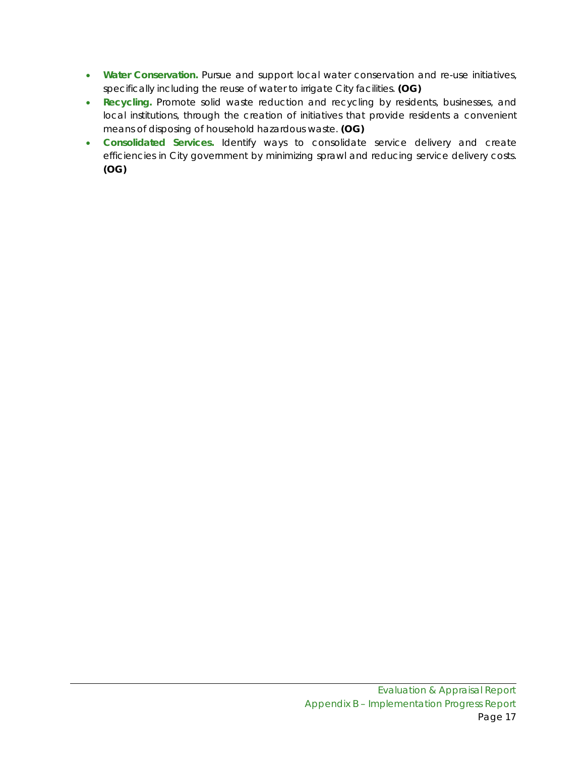- **Water Conservation.** Pursue and support local water conservation and re-use initiatives, specifically including the reuse of water to irrigate City facilities. **(OG)**
- **Recycling.** Promote solid waste reduction and recycling by residents, businesses, and local institutions, through the creation of initiatives that provide residents a convenient means of disposing of household hazardous waste. **(OG)**
- **Consolidated Services.** Identify ways to consolidate service delivery and create efficiencies in City government by minimizing sprawl and reducing service delivery costs. **(OG)**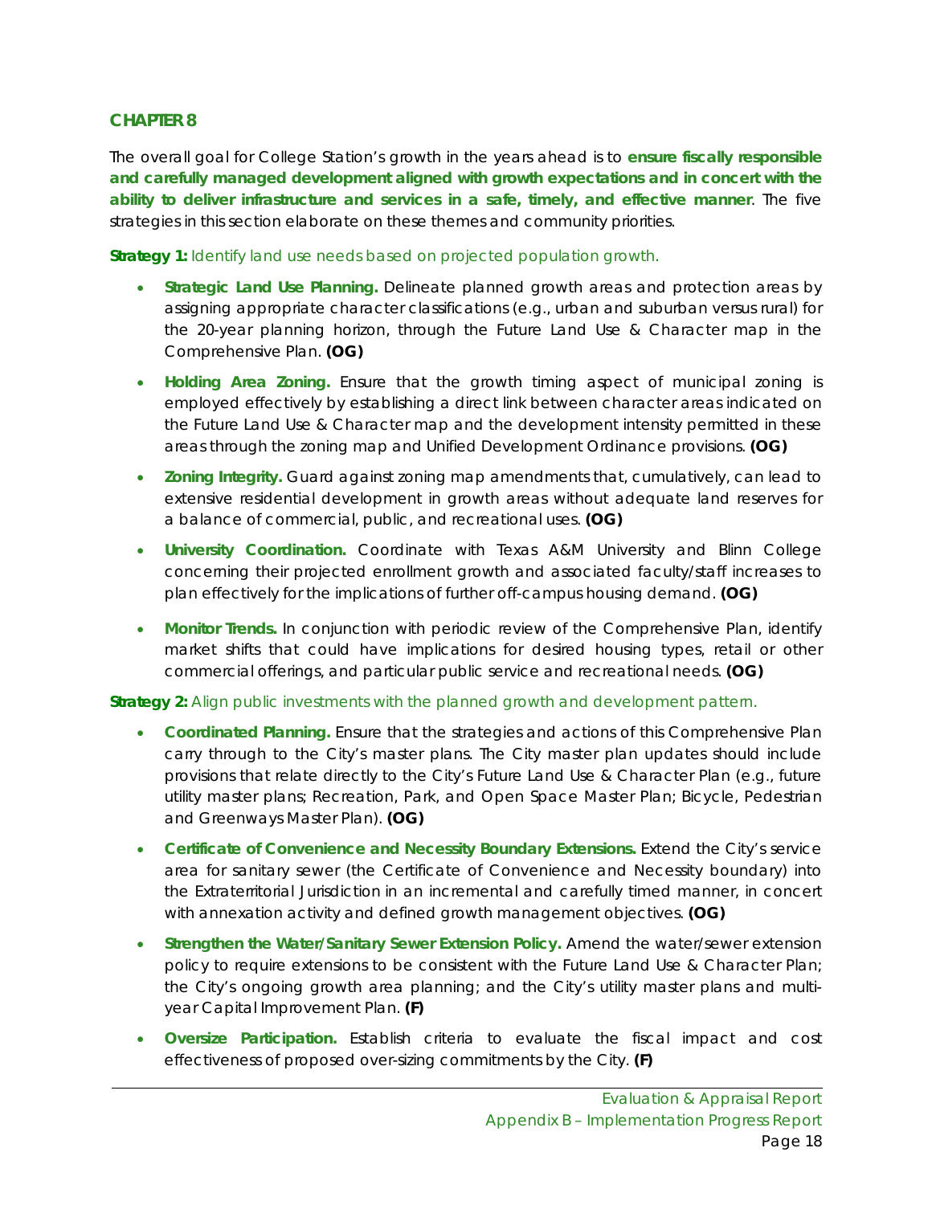## CHAPTER 8

The overall goal for College Station's growth in the years ahead is to **ensure fiscally responsible and carefully managed development aligned with growth expectations and in concert with the ability to deliver infrastructure and services in a safe, timely, and effective manner**. The five strategies in this section elaborate on these themes and community priorities.

**Strategy 1:** Identify land use needs based on projected population growth.

- **Strategic Land Use Planning.** Delineate planned growth areas and protection areas by assigning appropriate character classifications (e.g., urban and suburban versus rural) for the 20-year planning horizon, through the Future Land Use & Character map in the Comprehensive Plan. **(OG)**
- **Holding Area Zoning.** Ensure that the growth timing aspect of municipal zoning is employed effectively by establishing a direct link between character areas indicated on the Future Land Use & Character map and the development intensity permitted in these areas through the zoning map and Unified Development Ordinance provisions. **(OG)**
- **Zoning Integrity.** Guard against zoning map amendments that, cumulatively, can lead to extensive residential development in growth areas without adequate land reserves for a balance of commercial, public, and recreational uses. **(OG)**
- **University Coordination.** Coordinate with Texas A&M University and Blinn College concerning their projected enrollment growth and associated faculty/staff increases to plan effectively for the implications of further off-campus housing demand. **(OG)**
- **Monitor Trends.** In conjunction with periodic review of the Comprehensive Plan, identify market shifts that could have implications for desired housing types, retail or other commercial offerings, and particular public service and recreational needs. **(OG)**

**Strategy 2:** Align public investments with the planned growth and development pattern.

- **Coordinated Planning.** Ensure that the strategies and actions of this Comprehensive Plan carry through to the City's master plans. The City master plan updates should include provisions that relate directly to the City's Future Land Use & Character Plan (e.g., future utility master plans; Recreation, Park, and Open Space Master Plan; Bicycle, Pedestrian and Greenways Master Plan). **(OG)**
- **Certificate of Convenience and Necessity Boundary Extensions.** Extend the City's service area for sanitary sewer (the Certificate of Convenience and Necessity boundary) into the Extraterritorial Jurisdiction in an incremental and carefully timed manner, in concert with annexation activity and defined growth management objectives. **(OG)**
- **Strengthen the Water/Sanitary Sewer Extension Policy.** Amend the water/sewer extension policy to require extensions to be consistent with the Future Land Use & Character Plan; the City's ongoing growth area planning; and the City's utility master plans and multi-year Capital Improvement Plan. **(F)**
- **Oversize Participation.** Establish criteria to evaluate the fiscal impact and cost effectiveness of proposed over-sizing commitments by the City. **(F)**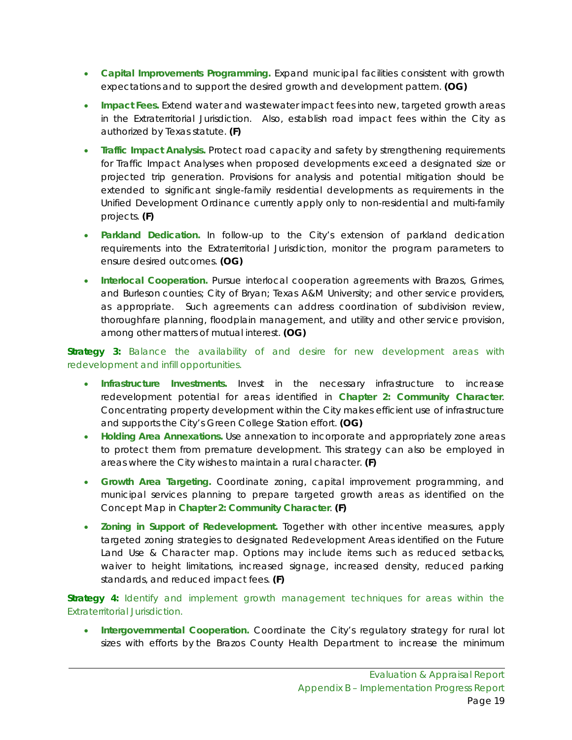- **Capital Improvements Programming.** Expand municipal facilities consistent with growth expectations and to support the desired growth and development pattern. **(OG)**
- **Impact Fees.** Extend water and wastewater impact fees into new, targeted growth areas in the Extraterritorial Jurisdiction. Also, establish road impact fees within the City as authorized by Texas statute. **(F)**
- **Traffic Impact Analysis.** Protect road capacity and safety by strengthening requirements for Traffic Impact Analyses when proposed developments exceed a designated size or projected trip generation. Provisions for analysis and potential mitigation should be extended to significant single-family residential developments as requirements in the Unified Development Ordinance currently apply only to non-residential and multi-family projects. **(F)**
- **Parkland Dedication.** In follow-up to the City's extension of parkland dedication requirements into the Extraterritorial Jurisdiction, monitor the program parameters to ensure desired outcomes. **(OG)**
- **Interlocal Cooperation.** Pursue interlocal cooperation agreements with Brazos, Grimes, and Burleson counties; City of Bryan; Texas A&M University; and other service providers, as appropriate. Such agreements can address coordination of subdivision review, thoroughfare planning, floodplain management, and utility and other service provision, among other matters of mutual interest. **(OG)**

**Strategy 3:** Balance the availability of and desire for new development areas with redevelopment and infill opportunities.

- **Infrastructure Investments.** Invest in the necessary infrastructure to increase redevelopment potential for areas identified in **Chapter 2: Community Character**. Concentrating property development within the City makes efficient use of infrastructure and supports the City's Green College Station effort. **(OG)**
- **Holding Area Annexations.** Use annexation to incorporate and appropriately zone areas to protect them from premature development. This strategy can also be employed in areas where the City wishes to maintain a rural character. **(F)**
- **Growth Area Targeting.** Coordinate zoning, capital improvement programming, and municipal services planning to prepare targeted growth areas as identified on the Concept Map in **Chapter 2: Community Character**. **(F)**
- **Zoning in Support of Redevelopment.** Together with other incentive measures, apply targeted zoning strategies to designated Redevelopment Areas identified on the Future Land Use & Character map. Options may include items such as reduced setbacks, waiver to height limitations, increased signage, increased density, reduced parking standards, and reduced impact fees. **(F)**

**Strategy 4:** Identify and implement growth management techniques for areas within the Extraterritorial Jurisdiction.

- **Intergovernmental Cooperation.** Coordinate the City's regulatory strategy for rural lot sizes with efforts by the Brazos County Health Department to increase the minimum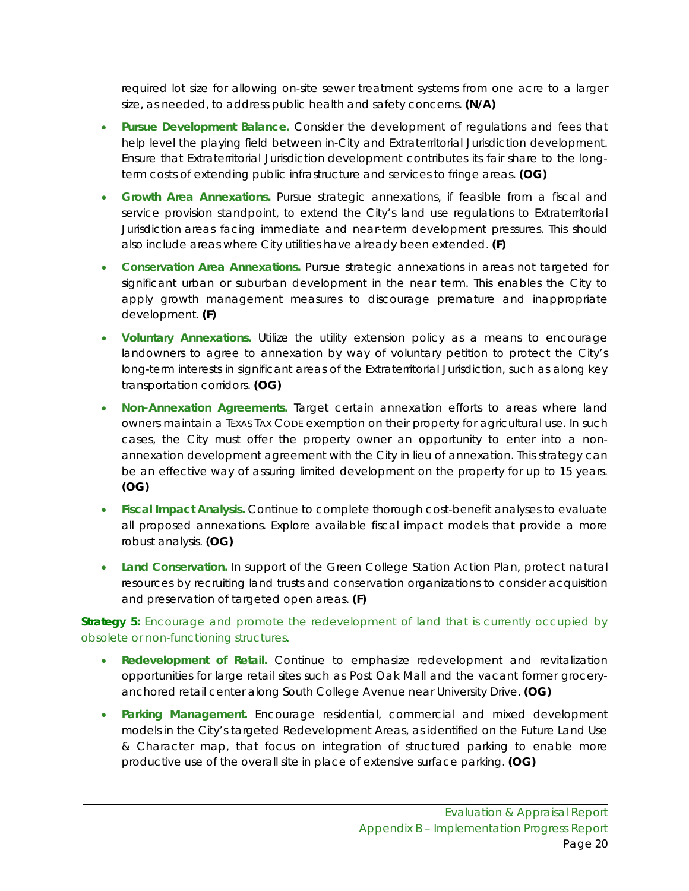required lot size for allowing on-site sewer treatment systems from one acre to a larger size, as needed, to address public health and safety concerns. **(N/A)**

- **Pursue Development Balance.** Consider the development of regulations and fees that help level the playing field between in-City and Extraterritorial Jurisdiction development. Ensure that Extraterritorial Jurisdiction development contributes its fair share to the long-term costs of extending public infrastructure and services to fringe areas. **(OG)**
- **Growth Area Annexations.** Pursue strategic annexations, if feasible from a fiscal and service provision standpoint, to extend the City's land use regulations to Extraterritorial Jurisdiction areas facing immediate and near-term development pressures. This should also include areas where City utilities have already been extended. **(F)**
- **Conservation Area Annexations.** Pursue strategic annexations in areas not targeted for significant urban or suburban development in the near term. This enables the City to apply growth management measures to discourage premature and inappropriate development. **(F)**
- **Voluntary Annexations.** Utilize the utility extension policy as a means to encourage landowners to agree to annexation by way of voluntary petition to protect the City's long-term interests in significant areas of the Extraterritorial Jurisdiction, such as along key transportation corridors. **(OG)**
- **Non-Annexation Agreements.** Target certain annexation efforts to areas where land owners maintain a TEXAS TAX CODE exemption on their property for agricultural use. In such cases, the City must offer the property owner an opportunity to enter into a non-annexation development agreement with the City in lieu of annexation. This strategy can be an effective way of assuring limited development on the property for up to 15 years. **(OG)**
- **Fiscal Impact Analysis.** Continue to complete thorough cost-benefit analyses to evaluate all proposed annexations. Explore available fiscal impact models that provide a more robust analysis. **(OG)**
- **Land Conservation.** In support of the Green College Station Action Plan, protect natural resources by recruiting land trusts and conservation organizations to consider acquisition and preservation of targeted open areas. **(F)**

**Strategy 5:** Encourage and promote the redevelopment of land that is currently occupied by obsolete or non-functioning structures.

- **Redevelopment of Retail.** Continue to emphasize redevelopment and revitalization opportunities for large retail sites such as Post Oak Mall and the vacant former grocery-anchored retail center along South College Avenue near University Drive. **(OG)**
- **Parking Management.** Encourage residential, commercial and mixed development models in the City's targeted Redevelopment Areas, as identified on the Future Land Use & Character map, that focus on integration of structured parking to enable more productive use of the overall site in place of extensive surface parking. **(OG)**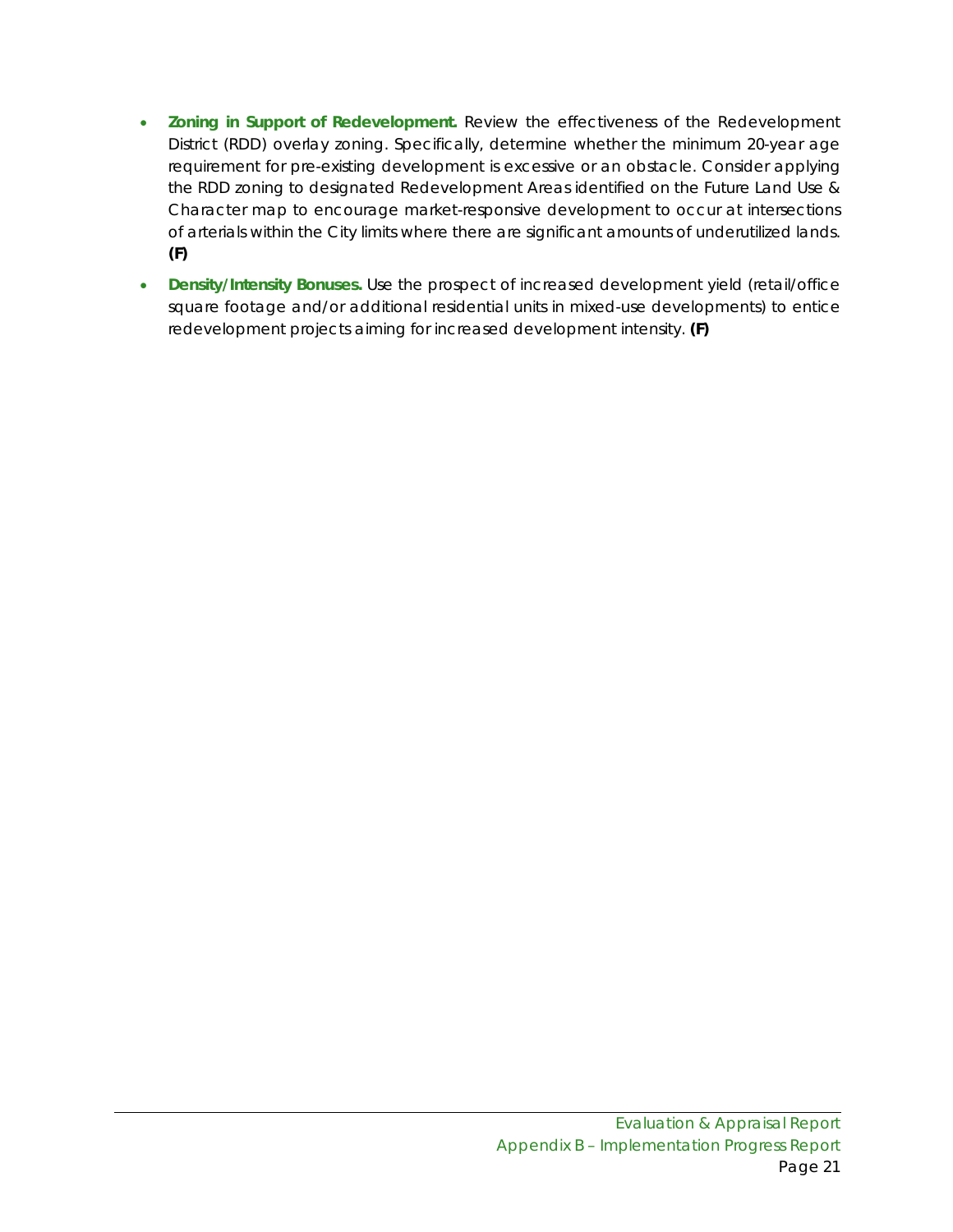- **Zoning in Support of Redevelopment.** Review the effectiveness of the Redevelopment District (RDD) overlay zoning. Specifically, determine whether the minimum 20-year age requirement for pre-existing development is excessive or an obstacle. Consider applying the RDD zoning to designated Redevelopment Areas identified on the Future Land Use & Character map to encourage market-responsive development to occur at intersections of arterials within the City limits where there are significant amounts of underutilized lands. **(F)**
- **Density/Intensity Bonuses.** Use the prospect of increased development yield (retail/office square footage and/or additional residential units in mixed-use developments) to entice redevelopment projects aiming for increased development intensity. **(F)**